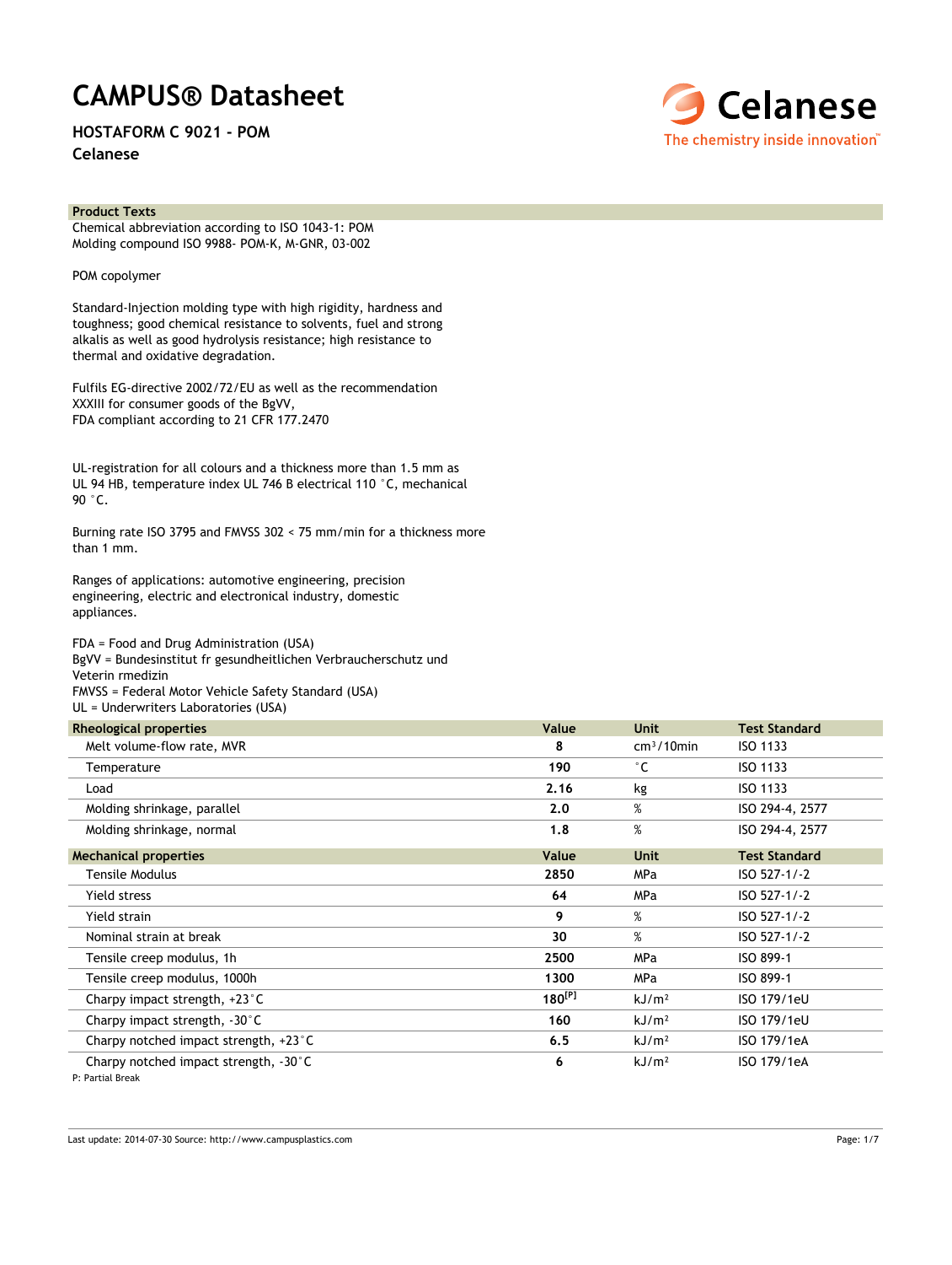# CAMPUS® Datasheet

**HOSTAFORM C 9021 - POM**

**Celanese**

Celanese
The chemistry inside innovation™

## Product Texts

Chemical abbreviation according to ISO 1043-1: POM
Molding compound ISO 9988- POM-K, M-GNR, 03-002

POM copolymer

Standard-Injection molding type with high rigidity, hardness and toughness; good chemical resistance to solvents, fuel and strong alkalis as well as good hydrolysis resistance; high resistance to thermal and oxidative degradation.

Fulfils EG-directive 2002/72/EU as well as the recommendation XXXIII for consumer goods of the BgVV,
FDA compliant according to 21 CFR 177.2470

UL-registration for all colours and a thickness more than 1.5 mm as UL 94 HB, temperature index UL 746 B electrical 110 °C, mechanical 90 °C.

Burning rate ISO 3795 and FMVSS 302 < 75 mm/min for a thickness more than 1 mm.

Ranges of applications: automotive engineering, precision engineering, electric and electronical industry, domestic appliances.

FDA = Food and Drug Administration (USA)
BgVV = Bundesinstitut fr gesundheitlichen Verbraucherschutz und Veterin rmedizin
FMVSS = Federal Motor Vehicle Safety Standard (USA)
UL = Underwriters Laboratories (USA)

| Rheological properties | Value | Unit | Test Standard |
|---|---|---|---|
| Melt volume-flow rate, MVR | **8** | $cm^3/10min$ | ISO 1133 |
| Temperature | **190** | °C | ISO 1133 |
| Load | **2.16** | kg | ISO 1133 |
| Molding shrinkage, parallel | **2.0** | % | ISO 294-4, 2577 |
| Molding shrinkage, normal | **1.8** | % | ISO 294-4, 2577 |

| Mechanical properties | Value | Unit | Test Standard |
|---|---|---|---|
| Tensile Modulus | **2850** | MPa | ISO 527-1/-2 |
| Yield stress | **64** | MPa | ISO 527-1/-2 |
| Yield strain | **9** | % | ISO 527-1/-2 |
| Nominal strain at break | **30** | % | ISO 527-1/-2 |
| Tensile creep modulus, 1h | **2500** | MPa | ISO 899-1 |
| Tensile creep modulus, 1000h | **1300** | MPa | ISO 899-1 |
| Charpy impact strength, +23°C | **180**[P] | $kJ/m^2$ | ISO 179/1eU |
| Charpy impact strength, -30°C | **160** | $kJ/m^2$ | ISO 179/1eU |
| Charpy notched impact strength, +23°C | **6.5** | $kJ/m^2$ | ISO 179/1eA |
| Charpy notched impact strength, -30°C | **6** | $kJ/m^2$ | ISO 179/1eA |

P: Partial Break

Last update: 2014-07-30 Source: http://www.campusplastics.com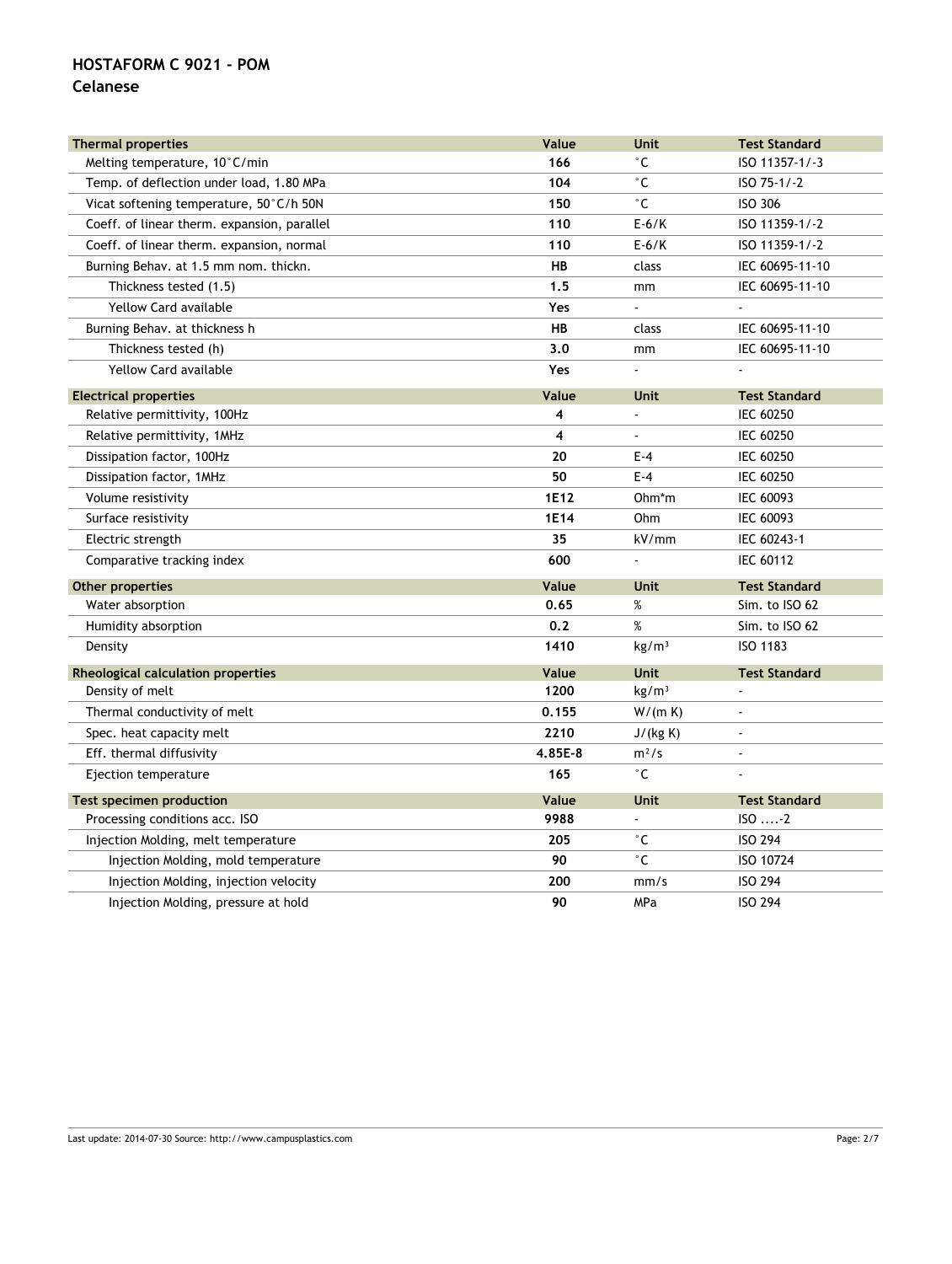# HOSTAFORM C 9021 - POM

## Celanese

| Thermal properties | Value | Unit | Test Standard |
|---|---|---|---|
| Melting temperature, 10°C/min | **166** | °C | ISO 11357-1/-3 |
| Temp. of deflection under load, 1.80 MPa | **104** | °C | ISO 75-1/-2 |
| Vicat softening temperature, 50°C/h 50N | **150** | °C | ISO 306 |
| Coeff. of linear therm. expansion, parallel | **110** | E-6/K | ISO 11359-1/-2 |
| Coeff. of linear therm. expansion, normal | **110** | E-6/K | ISO 11359-1/-2 |
| Burning Behav. at 1.5 mm nom. thickn. | **HB** | class | IEC 60695-11-10 |
| Thickness tested (1.5) | **1.5** | mm | IEC 60695-11-10 |
| Yellow Card available | **Yes** | - | - |
| Burning Behav. at thickness h | **HB** | class | IEC 60695-11-10 |
| Thickness tested (h) | **3.0** | mm | IEC 60695-11-10 |
| Yellow Card available | **Yes** | - | - |

| Electrical properties | Value | Unit | Test Standard |
|---|---|---|---|
| Relative permittivity, 100Hz | **4** | - | IEC 60250 |
| Relative permittivity, 1MHz | **4** | - | IEC 60250 |
| Dissipation factor, 100Hz | **20** | E-4 | IEC 60250 |
| Dissipation factor, 1MHz | **50** | E-4 | IEC 60250 |
| Volume resistivity | **1E12** | Ohm*m | IEC 60093 |
| Surface resistivity | **1E14** | Ohm | IEC 60093 |
| Electric strength | **35** | kV/mm | IEC 60243-1 |
| Comparative tracking index | **600** | - | IEC 60112 |

| Other properties | Value | Unit | Test Standard |
|---|---|---|---|
| Water absorption | **0.65** | % | Sim. to ISO 62 |
| Humidity absorption | **0.2** | % | Sim. to ISO 62 |
| Density | **1410** | kg/m³ | ISO 1183 |

| Rheological calculation properties | Value | Unit | Test Standard |
|---|---|---|---|
| Density of melt | **1200** | kg/m³ | - |
| Thermal conductivity of melt | **0.155** | W/(m K) | - |
| Spec. heat capacity melt | **2210** | J/(kg K) | - |
| Eff. thermal diffusivity | **4.85E-8** | m²/s | - |
| Ejection temperature | **165** | °C | - |

| Test specimen production | Value | Unit | Test Standard |
|---|---|---|---|
| Processing conditions acc. ISO | **9988** | - | ISO ....-2 |
| Injection Molding, melt temperature | **205** | °C | ISO 294 |
| Injection Molding, mold temperature | **90** | °C | ISO 10724 |
| Injection Molding, injection velocity | **200** | mm/s | ISO 294 |
| Injection Molding, pressure at hold | **90** | MPa | ISO 294 |

Last update: 2014-07-30 Source: http://www.campusplastics.com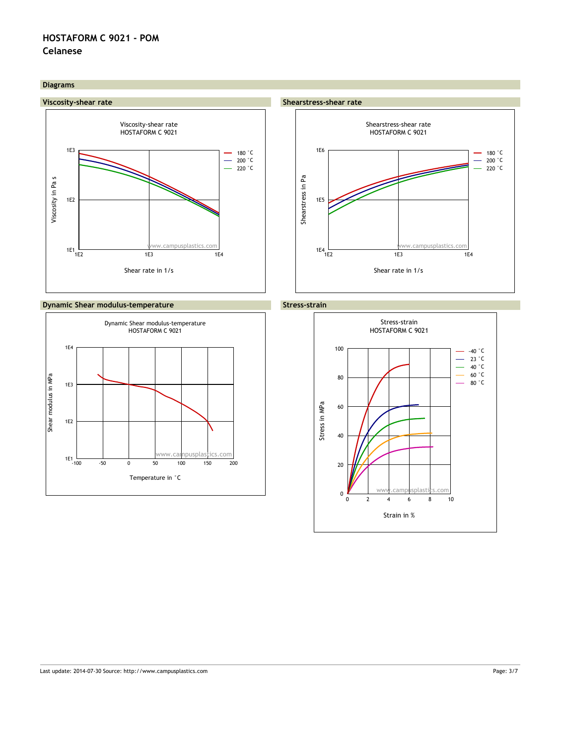# HOSTAFORM C 9021 - POM
**Celanese**

## Diagrams

### Viscosity-shear rate

Viscosity-shear rate
HOSTAFORM C 9021

Viscosity in Pa s

Shear rate in 1/s

180 °C
200 °C
220 °C

### Shearstress-shear rate

Shearstress-shear rate
HOSTAFORM C 9021

Shearstress in Pa

Shear rate in 1/s

180 °C
200 °C
220 °C

### Dynamic Shear modulus-temperature

Dynamic Shear modulus-temperature
HOSTAFORM C 9021

Shear modulus in MPa

Temperature in °C

### Stress-strain

Stress-strain
HOSTAFORM C 9021

Stress in MPa

Strain in %

-40 °C
23 °C
40 °C
60 °C
80 °C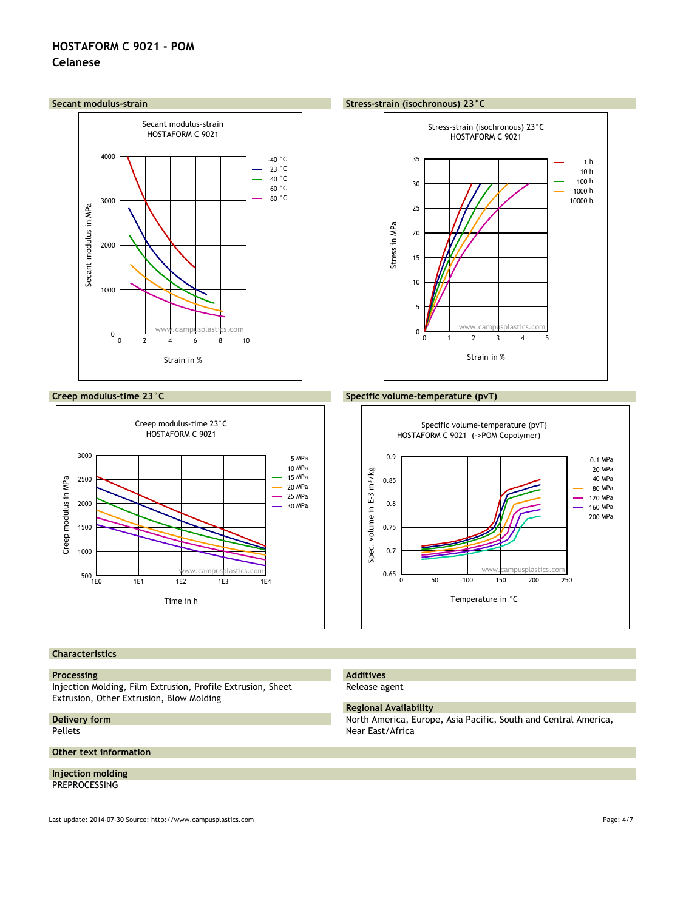# HOSTAFORM C 9021 - POM

Celanese

## Secant modulus-strain

Secant modulus-strain
HOSTAFORM C 9021

Secant modulus in MPa

Strain in %

-40 °C
23 °C
40 °C
60 °C
80 °C

## Stress-strain (isochronous) 23°C

Stress-strain (isochronous) 23°C
HOSTAFORM C 9021

Stress in MPa

Strain in %

1 h
10 h
100 h
1000 h
10000 h

## Creep modulus-time 23°C

Creep modulus-time 23°C
HOSTAFORM C 9021

Creep modulus in MPa

Time in h

5 MPa
10 MPa
15 MPa
20 MPa
25 MPa
30 MPa

## Specific volume-temperature (pvT)

Specific volume-temperature (pvT)
HOSTAFORM C 9021 (->POM Copolymer)

Spec. volume in E-3 m³/kg

Temperature in °C

0.1 MPa
20 MPa
40 MPa
80 MPa
120 MPa
160 MPa
200 MPa

## Characteristics

### Processing

Injection Molding, Film Extrusion, Profile Extrusion, Sheet Extrusion, Other Extrusion, Blow Molding

### Delivery form

Pellets

### Additives

Release agent

### Regional Availability

North America, Europe, Asia Pacific, South and Central America, Near East/Africa

## Other text information

### Injection molding

PREPROCESSING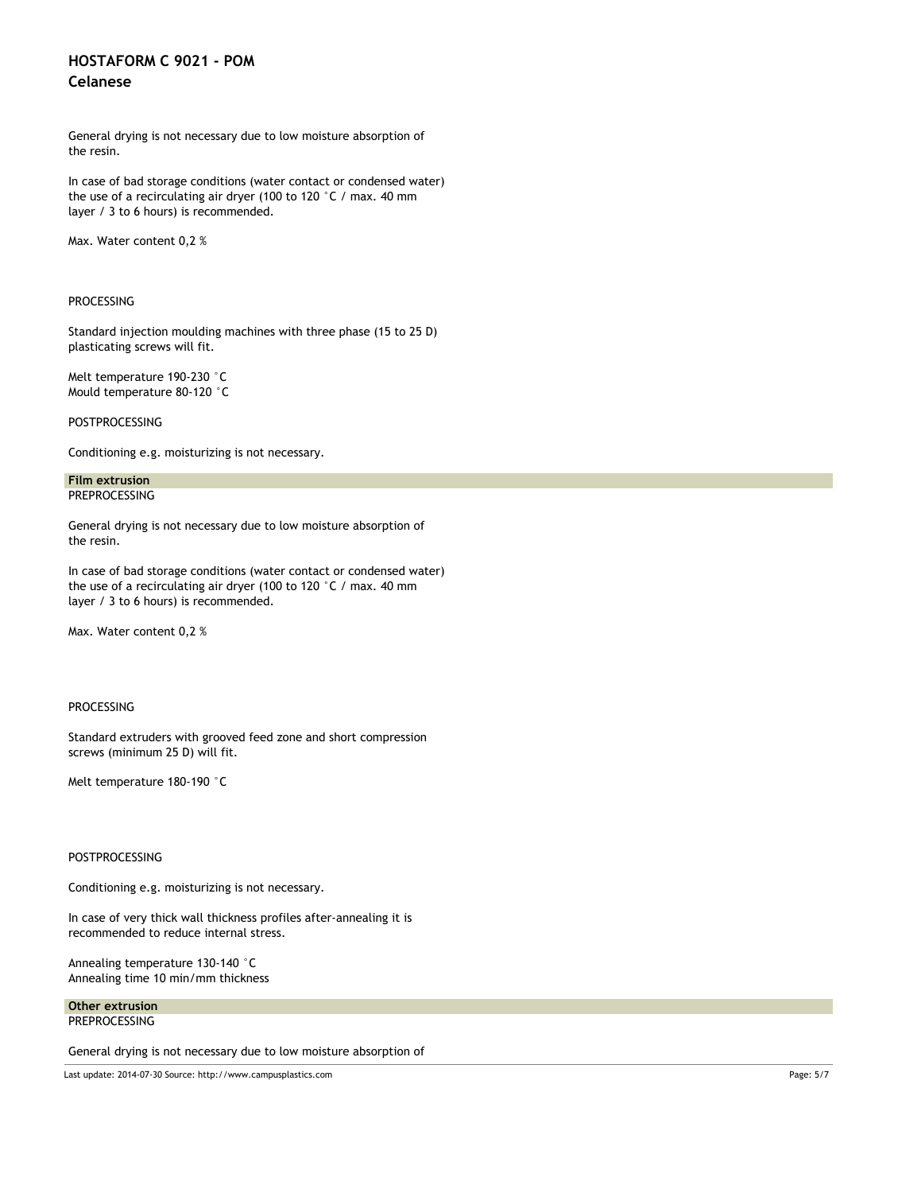General drying is not necessary due to low moisture absorption of the resin.

In case of bad storage conditions (water contact or condensed water) the use of a recirculating air dryer (100 to 120 °C / max. 40 mm layer / 3 to 6 hours) is recommended.

Max. Water content 0,2 %

PROCESSING

Standard injection moulding machines with three phase (15 to 25 D) plasticating screws will fit.

Melt temperature 190-230 °C
Mould temperature 80-120 °C

POSTPROCESSING

Conditioning e.g. moisturizing is not necessary.

### Film extrusion

PREPROCESSING

General drying is not necessary due to low moisture absorption of the resin.

In case of bad storage conditions (water contact or condensed water) the use of a recirculating air dryer (100 to 120 °C / max. 40 mm layer / 3 to 6 hours) is recommended.

Max. Water content 0,2 %

PROCESSING

Standard extruders with grooved feed zone and short compression screws (minimum 25 D) will fit.

Melt temperature 180-190 °C

POSTPROCESSING

Conditioning e.g. moisturizing is not necessary.

In case of very thick wall thickness profiles after-annealing it is recommended to reduce internal stress.

Annealing temperature 130-140 °C
Annealing time 10 min/mm thickness

### Other extrusion

PREPROCESSING

General drying is not necessary due to low moisture absorption of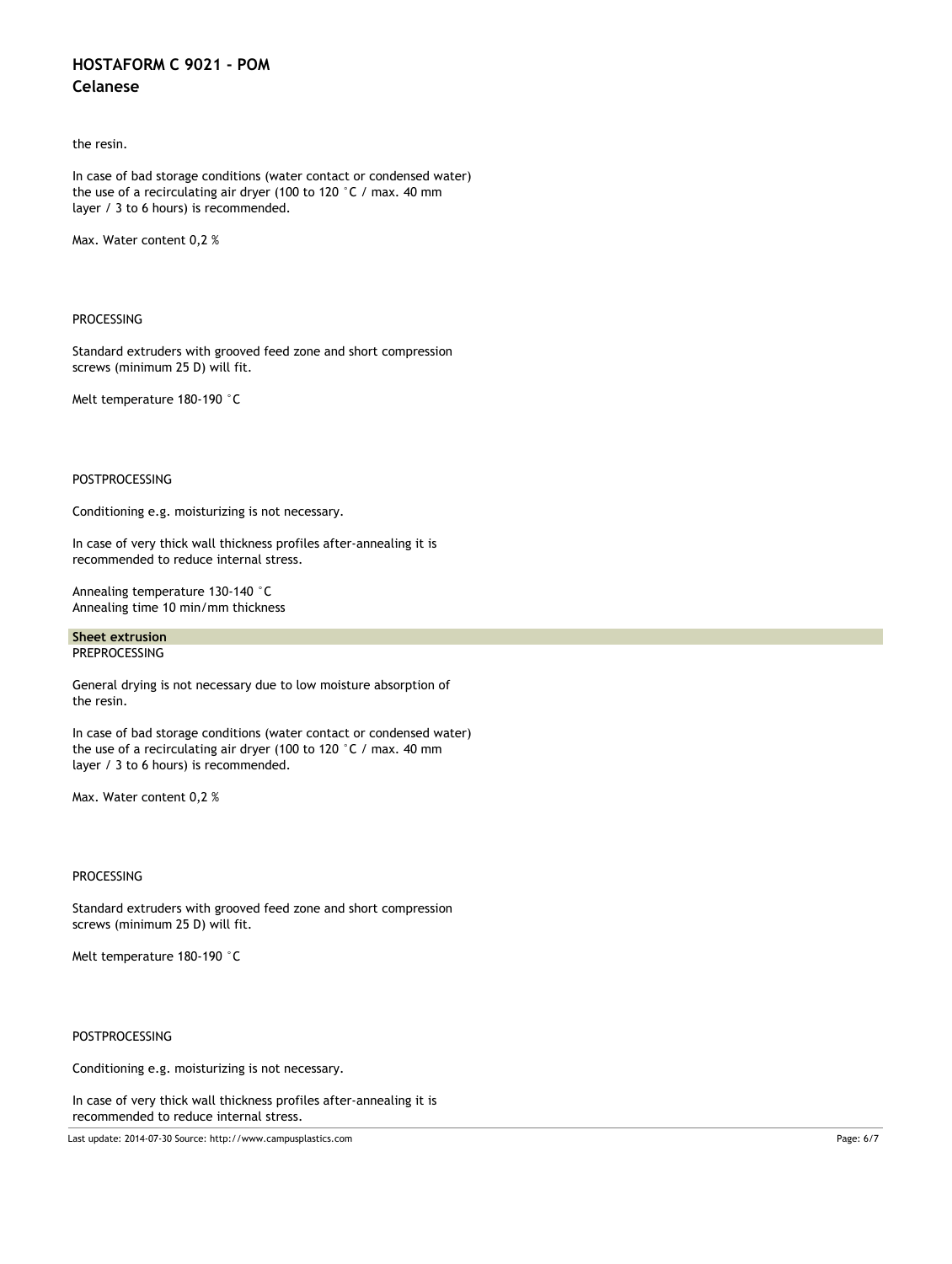the resin.

In case of bad storage conditions (water contact or condensed water) the use of a recirculating air dryer (100 to 120 °C / max. 40 mm layer / 3 to 6 hours) is recommended.

Max. Water content 0,2 %

PROCESSING

Standard extruders with grooved feed zone and short compression screws (minimum 25 D) will fit.

Melt temperature 180-190 °C

POSTPROCESSING

Conditioning e.g. moisturizing is not necessary.

In case of very thick wall thickness profiles after-annealing it is recommended to reduce internal stress.

Annealing temperature 130-140 °C
Annealing time 10 min/mm thickness

**Sheet extrusion**

PREPROCESSING

General drying is not necessary due to low moisture absorption of the resin.

In case of bad storage conditions (water contact or condensed water) the use of a recirculating air dryer (100 to 120 °C / max. 40 mm layer / 3 to 6 hours) is recommended.

Max. Water content 0,2 %

PROCESSING

Standard extruders with grooved feed zone and short compression screws (minimum 25 D) will fit.

Melt temperature 180-190 °C

POSTPROCESSING

Conditioning e.g. moisturizing is not necessary.

In case of very thick wall thickness profiles after-annealing it is recommended to reduce internal stress.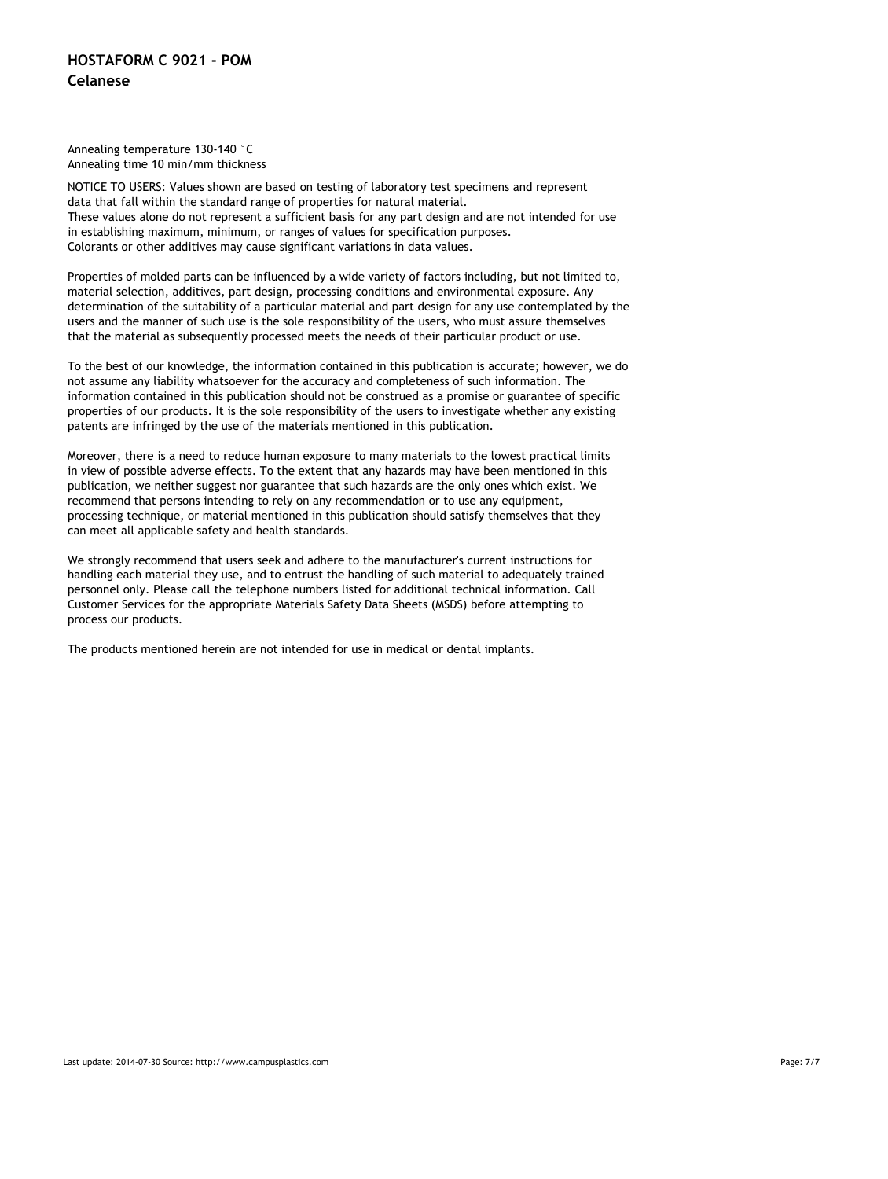Annealing temperature 130-140 °C
Annealing time 10 min/mm thickness

NOTICE TO USERS: Values shown are based on testing of laboratory test specimens and represent data that fall within the standard range of properties for natural material.
These values alone do not represent a sufficient basis for any part design and are not intended for use in establishing maximum, minimum, or ranges of values for specification purposes.
Colorants or other additives may cause significant variations in data values.

Properties of molded parts can be influenced by a wide variety of factors including, but not limited to, material selection, additives, part design, processing conditions and environmental exposure. Any determination of the suitability of a particular material and part design for any use contemplated by the users and the manner of such use is the sole responsibility of the users, who must assure themselves that the material as subsequently processed meets the needs of their particular product or use.

To the best of our knowledge, the information contained in this publication is accurate; however, we do not assume any liability whatsoever for the accuracy and completeness of such information. The information contained in this publication should not be construed as a promise or guarantee of specific properties of our products. It is the sole responsibility of the users to investigate whether any existing patents are infringed by the use of the materials mentioned in this publication.

Moreover, there is a need to reduce human exposure to many materials to the lowest practical limits in view of possible adverse effects. To the extent that any hazards may have been mentioned in this publication, we neither suggest nor guarantee that such hazards are the only ones which exist. We recommend that persons intending to rely on any recommendation or to use any equipment, processing technique, or material mentioned in this publication should satisfy themselves that they can meet all applicable safety and health standards.

We strongly recommend that users seek and adhere to the manufacturer's current instructions for handling each material they use, and to entrust the handling of such material to adequately trained personnel only. Please call the telephone numbers listed for additional technical information. Call Customer Services for the appropriate Materials Safety Data Sheets (MSDS) before attempting to process our products.

The products mentioned herein are not intended for use in medical or dental implants.